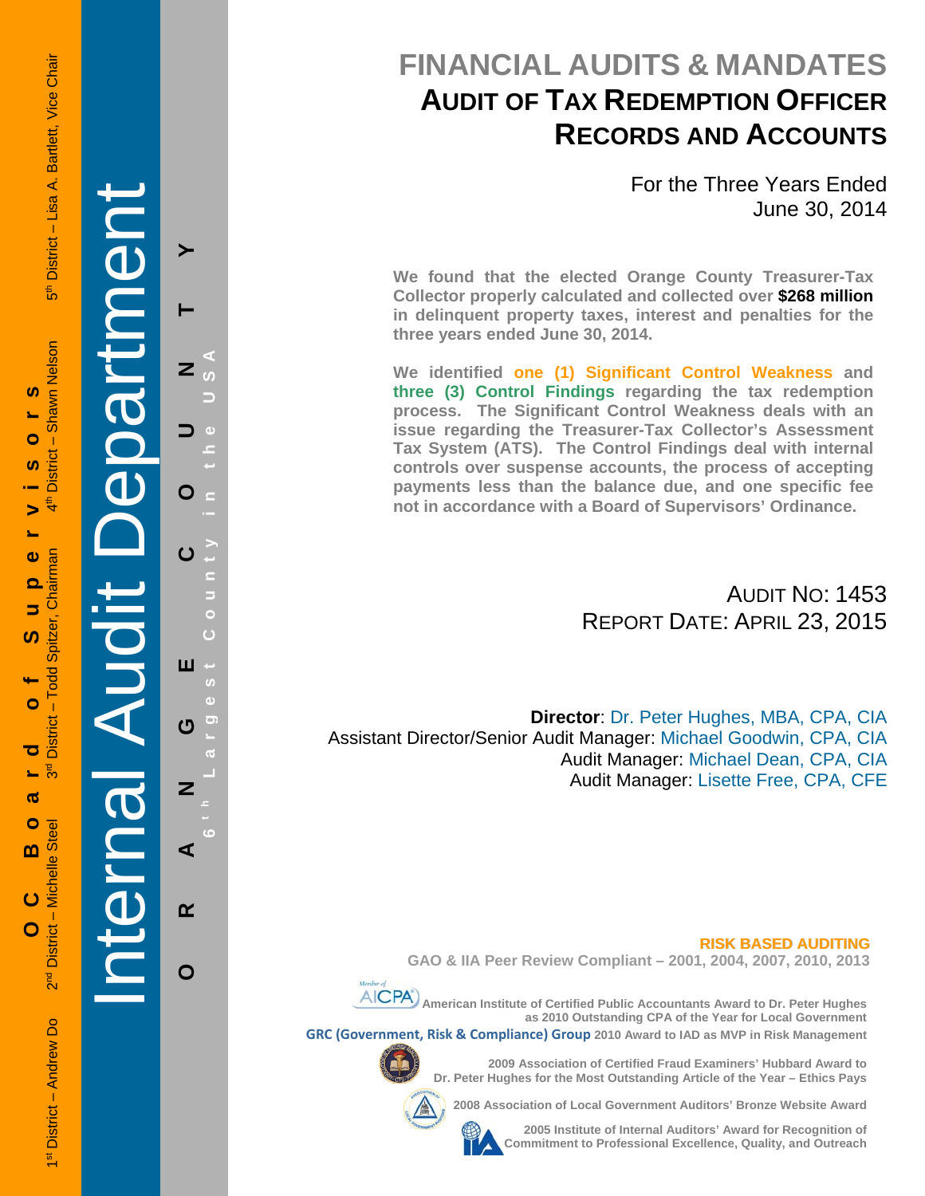# FINANCIAL AUDITS & MANDATES

## AUDIT OF TAX REDEMPTION OFFICER RECORDS AND ACCOUNTS

For the Three Years Ended
June 30, 2014

**We found that the elected Orange County Treasurer-Tax Collector properly calculated and collected over $268 million in delinquent property taxes, interest and penalties for the three years ended June 30, 2014.**

**We identified one (1) Significant Control Weakness and three (3) Control Findings regarding the tax redemption process. The Significant Control Weakness deals with an issue regarding the Treasurer-Tax Collector's Assessment Tax System (ATS). The Control Findings deal with internal controls over suspense accounts, the process of accepting payments less than the balance due, and one specific fee not in accordance with a Board of Supervisors' Ordinance.**

AUDIT NO: 1453
REPORT DATE: APRIL 23, 2015

**Director**: Dr. Peter Hughes, MBA, CPA, CIA
Assistant Director/Senior Audit Manager: Michael Goodwin, CPA, CIA
Audit Manager: Michael Dean, CPA, CIA
Audit Manager: Lisette Free, CPA, CFE

**OC Board of Supervisors**

1st District – Andrew Do
2nd District – Michelle Steel
3rd District – Todd Spitzer, Chairman
4th District – Shawn Nelson
5th District – Lisa A. Bartlett, Vice Chair

Internal Audit Department

ORANGE COUNTY

6th Largest County in the USA

**RISK BASED AUDITING**

**GAO & IIA Peer Review Compliant – 2001, 2004, 2007, 2010, 2013**

Member of AICPA

**American Institute of Certified Public Accountants Award to Dr. Peter Hughes as 2010 Outstanding CPA of the Year for Local Government**

**GRC (Government, Risk & Compliance) Group 2010 Award to IAD as MVP in Risk Management**

**2009 Association of Certified Fraud Examiners' Hubbard Award to Dr. Peter Hughes for the Most Outstanding Article of the Year – Ethics Pays**

**2008 Association of Local Government Auditors' Bronze Website Award**

**2005 Institute of Internal Auditors' Award for Recognition of Commitment to Professional Excellence, Quality, and Outreach**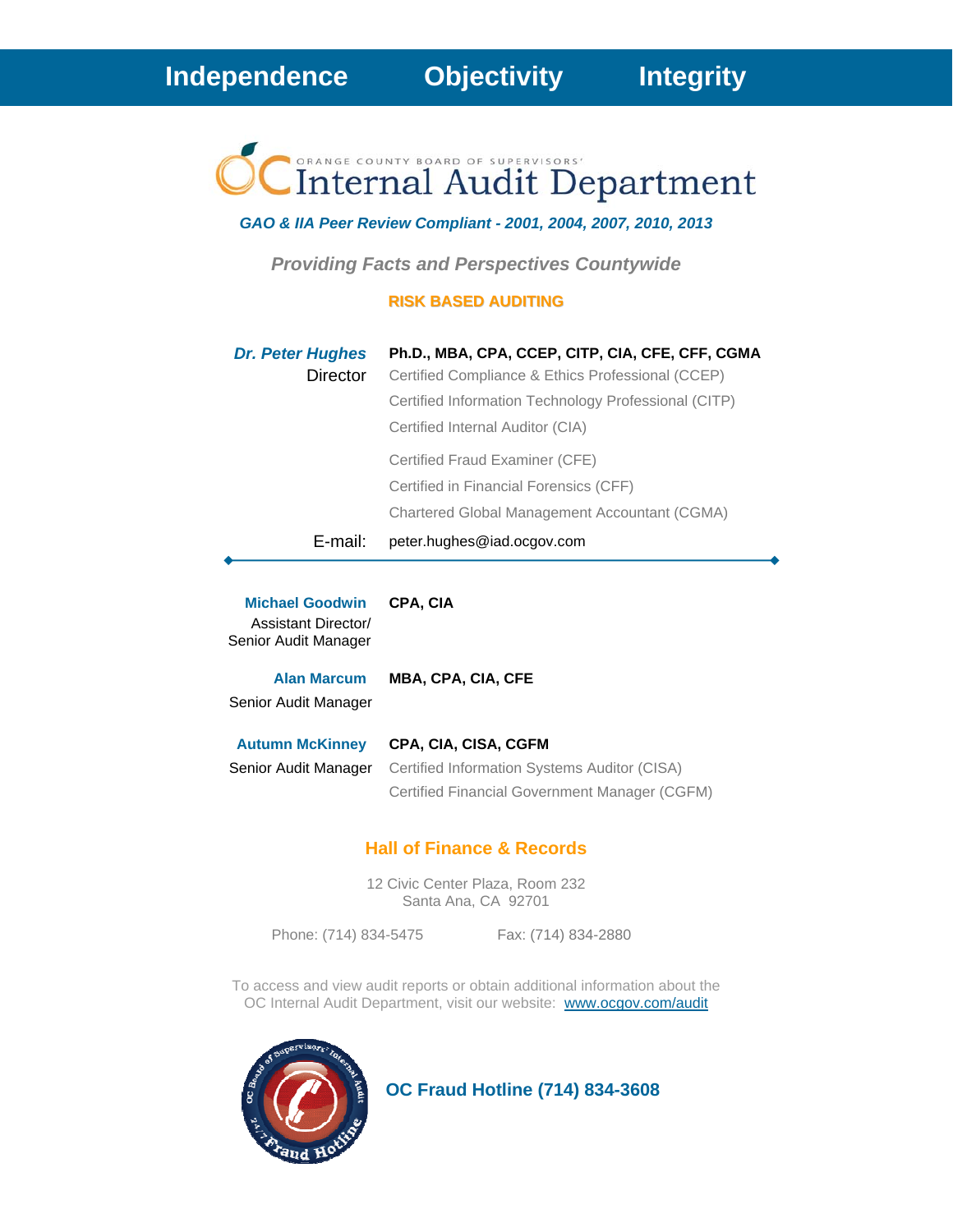**Independence     Objectivity     Integrity**

ORANGE COUNTY BOARD OF SUPERVISORS'

# Internal Audit Department

*GAO & IIA Peer Review Compliant - 2001, 2004, 2007, 2010, 2013*

*Providing Facts and Perspectives Countywide*

**RISK BASED AUDITING**

***Dr. Peter Hughes*** — **Ph.D., MBA, CPA, CCEP, CITP, CIA, CFE, CFF, CGMA**
Director

Certified Compliance & Ethics Professional (CCEP)
Certified Information Technology Professional (CITP)
Certified Internal Auditor (CIA)
Certified Fraud Examiner (CFE)
Certified in Financial Forensics (CFF)
Chartered Global Management Accountant (CGMA)

E-mail: peter.hughes@iad.ocgov.com

---

**Michael Goodwin** — **CPA, CIA**
Assistant Director/
Senior Audit Manager

**Alan Marcum** — **MBA, CPA, CIA, CFE**
Senior Audit Manager

**Autumn McKinney** — **CPA, CIA, CISA, CGFM**
Senior Audit Manager

Certified Information Systems Auditor (CISA)
Certified Financial Government Manager (CGFM)

## Hall of Finance & Records

12 Civic Center Plaza, Room 232
Santa Ana, CA 92701

Phone: (714) 834-5475     Fax: (714) 834-2880

To access and view audit reports or obtain additional information about the OC Internal Audit Department, visit our website: www.ocgov.com/audit

**OC Fraud Hotline (714) 834-3608**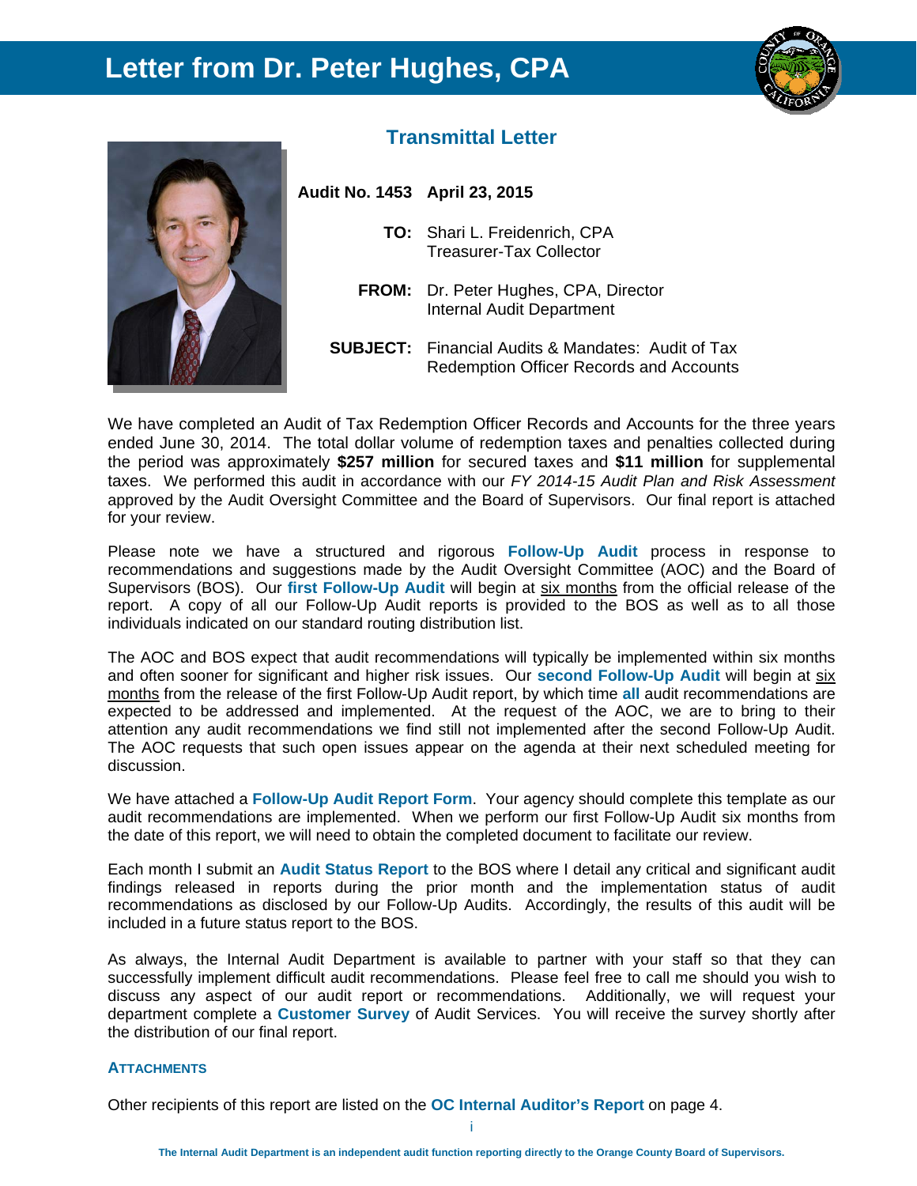# Letter from Dr. Peter Hughes, CPA

## Transmittal Letter

**Audit No. 1453** **April 23, 2015**

**TO:** Shari L. Freidenrich, CPA
Treasurer-Tax Collector

**FROM:** Dr. Peter Hughes, CPA, Director
Internal Audit Department

**SUBJECT:** Financial Audits & Mandates: Audit of Tax Redemption Officer Records and Accounts

We have completed an Audit of Tax Redemption Officer Records and Accounts for the three years ended June 30, 2014. The total dollar volume of redemption taxes and penalties collected during the period was approximately **$257 million** for secured taxes and **$11 million** for supplemental taxes. We performed this audit in accordance with our *FY 2014-15 Audit Plan and Risk Assessment* approved by the Audit Oversight Committee and the Board of Supervisors. Our final report is attached for your review.

Please note we have a structured and rigorous **Follow-Up Audit** process in response to recommendations and suggestions made by the Audit Oversight Committee (AOC) and the Board of Supervisors (BOS). Our **first Follow-Up Audit** will begin at six months from the official release of the report. A copy of all our Follow-Up Audit reports is provided to the BOS as well as to all those individuals indicated on our standard routing distribution list.

The AOC and BOS expect that audit recommendations will typically be implemented within six months and often sooner for significant and higher risk issues. Our **second Follow-Up Audit** will begin at six months from the release of the first Follow-Up Audit report, by which time **all** audit recommendations are expected to be addressed and implemented. At the request of the AOC, we are to bring to their attention any audit recommendations we find still not implemented after the second Follow-Up Audit. The AOC requests that such open issues appear on the agenda at their next scheduled meeting for discussion.

We have attached a **Follow-Up Audit Report Form**. Your agency should complete this template as our audit recommendations are implemented. When we perform our first Follow-Up Audit six months from the date of this report, we will need to obtain the completed document to facilitate our review.

Each month I submit an **Audit Status Report** to the BOS where I detail any critical and significant audit findings released in reports during the prior month and the implementation status of audit recommendations as disclosed by our Follow-Up Audits. Accordingly, the results of this audit will be included in a future status report to the BOS.

As always, the Internal Audit Department is available to partner with your staff so that they can successfully implement difficult audit recommendations. Please feel free to call me should you wish to discuss any aspect of our audit report or recommendations. Additionally, we will request your department complete a **Customer Survey** of Audit Services. You will receive the survey shortly after the distribution of our final report.

**ATTACHMENTS**

Other recipients of this report are listed on the **OC Internal Auditor's Report** on page 4.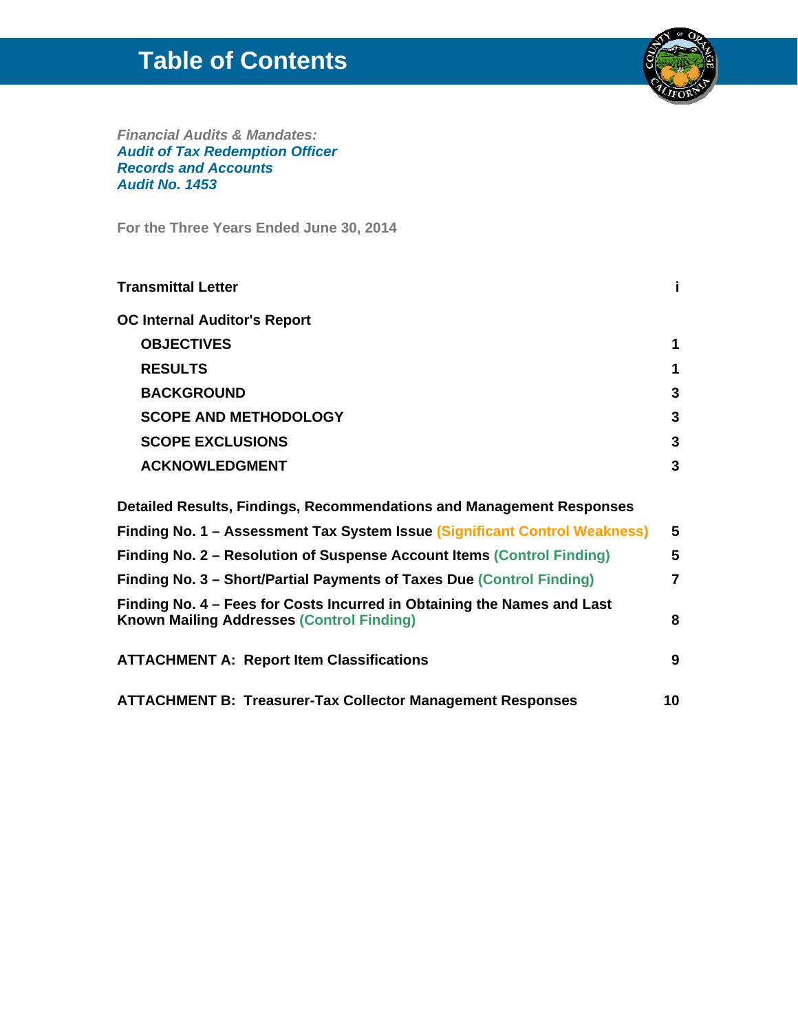# Table of Contents

*Financial Audits & Mandates:*
***Audit of Tax Redemption Officer Records and Accounts Audit No. 1453***

**For the Three Years Ended June 30, 2014**

| | |
|---|---|
| **Transmittal Letter** | **i** |
| **OC Internal Auditor's Report** | |
| **OBJECTIVES** | **1** |
| **RESULTS** | **1** |
| **BACKGROUND** | **3** |
| **SCOPE AND METHODOLOGY** | **3** |
| **SCOPE EXCLUSIONS** | **3** |
| **ACKNOWLEDGMENT** | **3** |
| **Detailed Results, Findings, Recommendations and Management Responses** | |
| **Finding No. 1 – Assessment Tax System Issue (Significant Control Weakness)** | **5** |
| **Finding No. 2 – Resolution of Suspense Account Items (Control Finding)** | **5** |
| **Finding No. 3 – Short/Partial Payments of Taxes Due (Control Finding)** | **7** |
| **Finding No. 4 – Fees for Costs Incurred in Obtaining the Names and Last Known Mailing Addresses (Control Finding)** | **8** |
| **ATTACHMENT A: Report Item Classifications** | **9** |
| **ATTACHMENT B: Treasurer-Tax Collector Management Responses** | **10** |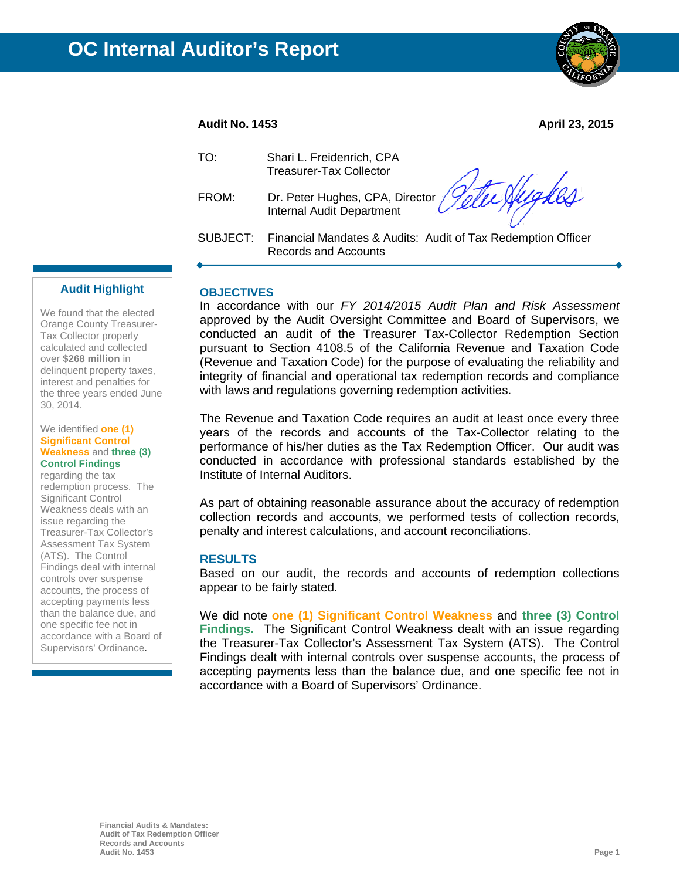# OC Internal Auditor's Report

**Audit No. 1453** **April 23, 2015**

TO: Shari L. Freidenrich, CPA
Treasurer-Tax Collector

FROM: Dr. Peter Hughes, CPA, Director
Internal Audit Department

SUBJECT: Financial Mandates & Audits: Audit of Tax Redemption Officer Records and Accounts

## Audit Highlight

We found that the elected Orange County Treasurer-Tax Collector properly calculated and collected over **$268 million** in delinquent property taxes, interest and penalties for the three years ended June 30, 2014.

We identified **one (1) Significant Control Weakness** and **three (3) Control Findings** regarding the tax redemption process. The Significant Control Weakness deals with an issue regarding the Treasurer-Tax Collector's Assessment Tax System (ATS). The Control Findings deal with internal controls over suspense accounts, the process of accepting payments less than the balance due, and one specific fee not in accordance with a Board of Supervisors' Ordinance.

## OBJECTIVES

In accordance with our *FY 2014/2015 Audit Plan and Risk Assessment* approved by the Audit Oversight Committee and Board of Supervisors, we conducted an audit of the Treasurer Tax-Collector Redemption Section pursuant to Section 4108.5 of the California Revenue and Taxation Code (Revenue and Taxation Code) for the purpose of evaluating the reliability and integrity of financial and operational tax redemption records and compliance with laws and regulations governing redemption activities.

The Revenue and Taxation Code requires an audit at least once every three years of the records and accounts of the Tax-Collector relating to the performance of his/her duties as the Tax Redemption Officer. Our audit was conducted in accordance with professional standards established by the Institute of Internal Auditors.

As part of obtaining reasonable assurance about the accuracy of redemption collection records and accounts, we performed tests of collection records, penalty and interest calculations, and account reconciliations.

## RESULTS

Based on our audit, the records and accounts of redemption collections appear to be fairly stated.

We did note **one (1) Significant Control Weakness** and **three (3) Control Findings.** The Significant Control Weakness dealt with an issue regarding the Treasurer-Tax Collector's Assessment Tax System (ATS). The Control Findings dealt with internal controls over suspense accounts, the process of accepting payments less than the balance due, and one specific fee not in accordance with a Board of Supervisors' Ordinance.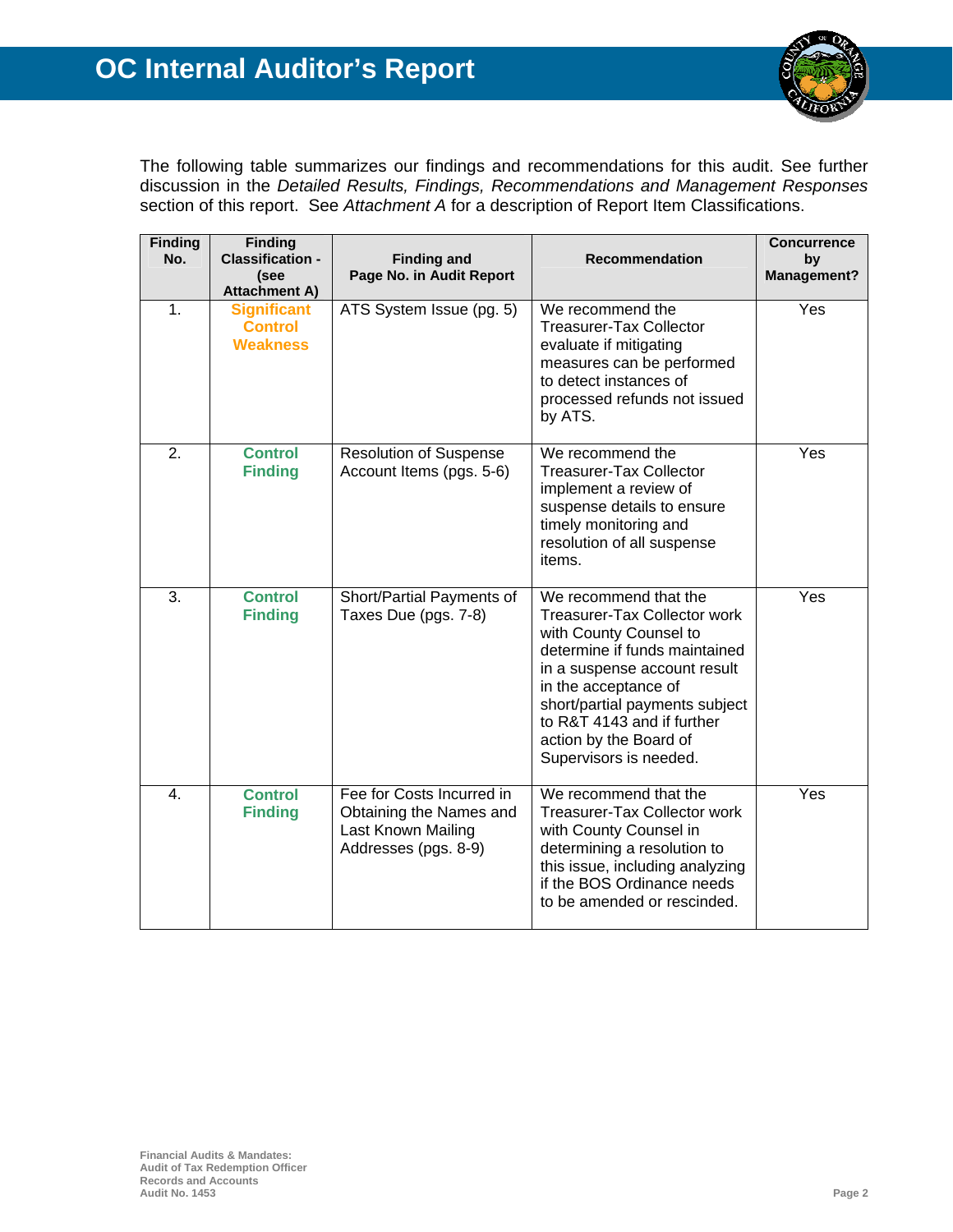The following table summarizes our findings and recommendations for this audit. See further discussion in the *Detailed Results, Findings, Recommendations and Management Responses* section of this report. See *Attachment A* for a description of Report Item Classifications.

| Finding No. | Finding Classification - (see Attachment A) | Finding and Page No. in Audit Report | Recommendation | Concurrence by Management? |
|---|---|---|---|---|
| 1. | **Significant Control Weakness** | ATS System Issue (pg. 5) | We recommend the Treasurer-Tax Collector evaluate if mitigating measures can be performed to detect instances of processed refunds not issued by ATS. | Yes |
| 2. | **Control Finding** | Resolution of Suspense Account Items (pgs. 5-6) | We recommend the Treasurer-Tax Collector implement a review of suspense details to ensure timely monitoring and resolution of all suspense items. | Yes |
| 3. | **Control Finding** | Short/Partial Payments of Taxes Due (pgs. 7-8) | We recommend that the Treasurer-Tax Collector work with County Counsel to determine if funds maintained in a suspense account result in the acceptance of short/partial payments subject to R&T 4143 and if further action by the Board of Supervisors is needed. | Yes |
| 4. | **Control Finding** | Fee for Costs Incurred in Obtaining the Names and Last Known Mailing Addresses (pgs. 8-9) | We recommend that the Treasurer-Tax Collector work with County Counsel in determining a resolution to this issue, including analyzing if the BOS Ordinance needs to be amended or rescinded. | Yes |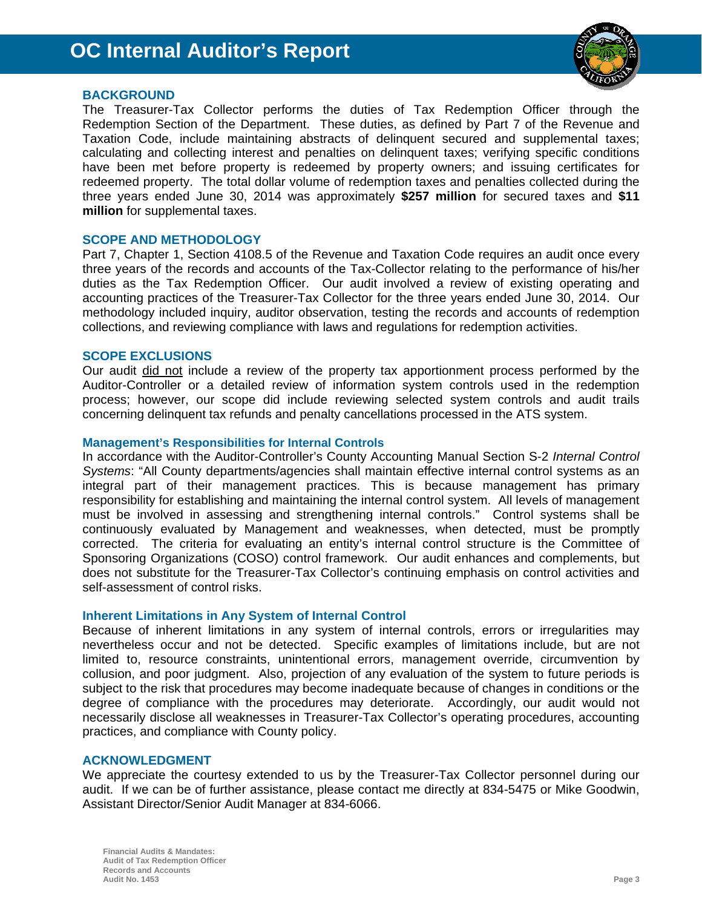# OC Internal Auditor's Report

## BACKGROUND

The Treasurer-Tax Collector performs the duties of Tax Redemption Officer through the Redemption Section of the Department. These duties, as defined by Part 7 of the Revenue and Taxation Code, include maintaining abstracts of delinquent secured and supplemental taxes; calculating and collecting interest and penalties on delinquent taxes; verifying specific conditions have been met before property is redeemed by property owners; and issuing certificates for redeemed property. The total dollar volume of redemption taxes and penalties collected during the three years ended June 30, 2014 was approximately **$257 million** for secured taxes and **$11 million** for supplemental taxes.

## SCOPE AND METHODOLOGY

Part 7, Chapter 1, Section 4108.5 of the Revenue and Taxation Code requires an audit once every three years of the records and accounts of the Tax-Collector relating to the performance of his/her duties as the Tax Redemption Officer. Our audit involved a review of existing operating and accounting practices of the Treasurer-Tax Collector for the three years ended June 30, 2014. Our methodology included inquiry, auditor observation, testing the records and accounts of redemption collections, and reviewing compliance with laws and regulations for redemption activities.

## SCOPE EXCLUSIONS

Our audit <u>did not</u> include a review of the property tax apportionment process performed by the Auditor-Controller or a detailed review of information system controls used in the redemption process; however, our scope did include reviewing selected system controls and audit trails concerning delinquent tax refunds and penalty cancellations processed in the ATS system.

### Management's Responsibilities for Internal Controls

In accordance with the Auditor-Controller's County Accounting Manual Section S-2 *Internal Control Systems*: "All County departments/agencies shall maintain effective internal control systems as an integral part of their management practices. This is because management has primary responsibility for establishing and maintaining the internal control system. All levels of management must be involved in assessing and strengthening internal controls." Control systems shall be continuously evaluated by Management and weaknesses, when detected, must be promptly corrected. The criteria for evaluating an entity's internal control structure is the Committee of Sponsoring Organizations (COSO) control framework. Our audit enhances and complements, but does not substitute for the Treasurer-Tax Collector's continuing emphasis on control activities and self-assessment of control risks.

### Inherent Limitations in Any System of Internal Control

Because of inherent limitations in any system of internal controls, errors or irregularities may nevertheless occur and not be detected. Specific examples of limitations include, but are not limited to, resource constraints, unintentional errors, management override, circumvention by collusion, and poor judgment. Also, projection of any evaluation of the system to future periods is subject to the risk that procedures may become inadequate because of changes in conditions or the degree of compliance with the procedures may deteriorate. Accordingly, our audit would not necessarily disclose all weaknesses in Treasurer-Tax Collector's operating procedures, accounting practices, and compliance with County policy.

## ACKNOWLEDGMENT

We appreciate the courtesy extended to us by the Treasurer-Tax Collector personnel during our audit. If we can be of further assistance, please contact me directly at 834-5475 or Mike Goodwin, Assistant Director/Senior Audit Manager at 834-6066.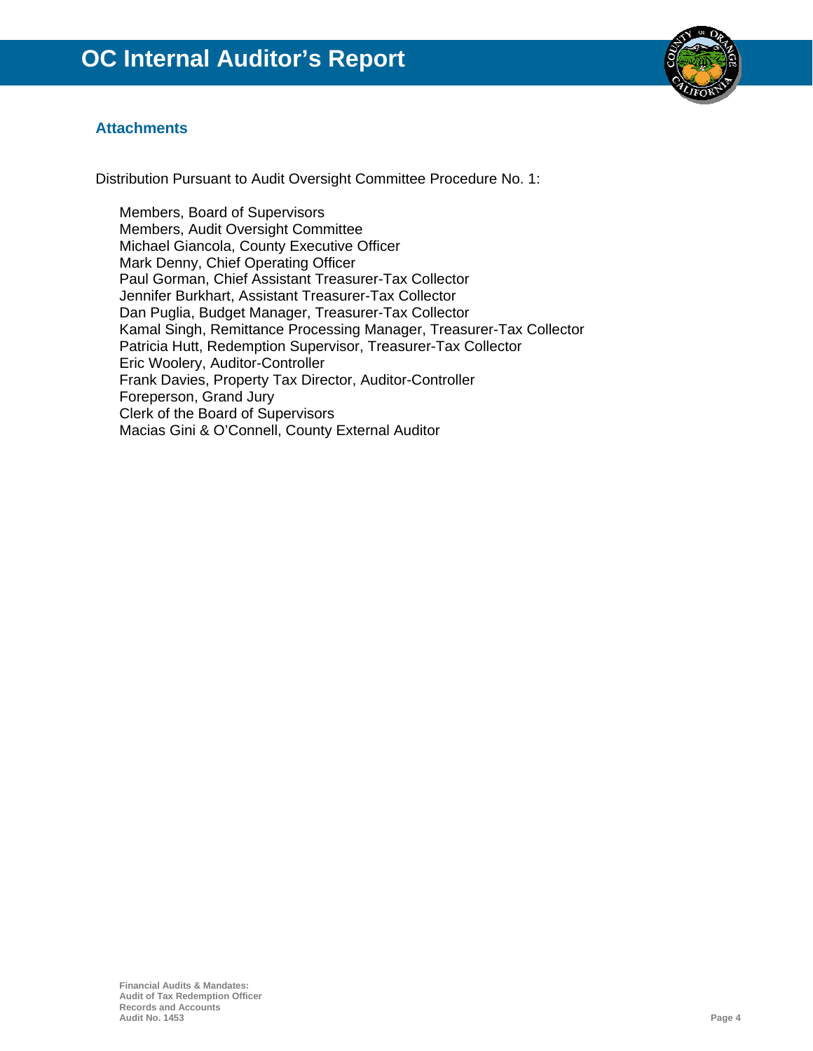## Attachments

Distribution Pursuant to Audit Oversight Committee Procedure No. 1:

Members, Board of Supervisors
Members, Audit Oversight Committee
Michael Giancola, County Executive Officer
Mark Denny, Chief Operating Officer
Paul Gorman, Chief Assistant Treasurer-Tax Collector
Jennifer Burkhart, Assistant Treasurer-Tax Collector
Dan Puglia, Budget Manager, Treasurer-Tax Collector
Kamal Singh, Remittance Processing Manager, Treasurer-Tax Collector
Patricia Hutt, Redemption Supervisor, Treasurer-Tax Collector
Eric Woolery, Auditor-Controller
Frank Davies, Property Tax Director, Auditor-Controller
Foreperson, Grand Jury
Clerk of the Board of Supervisors
Macias Gini & O'Connell, County External Auditor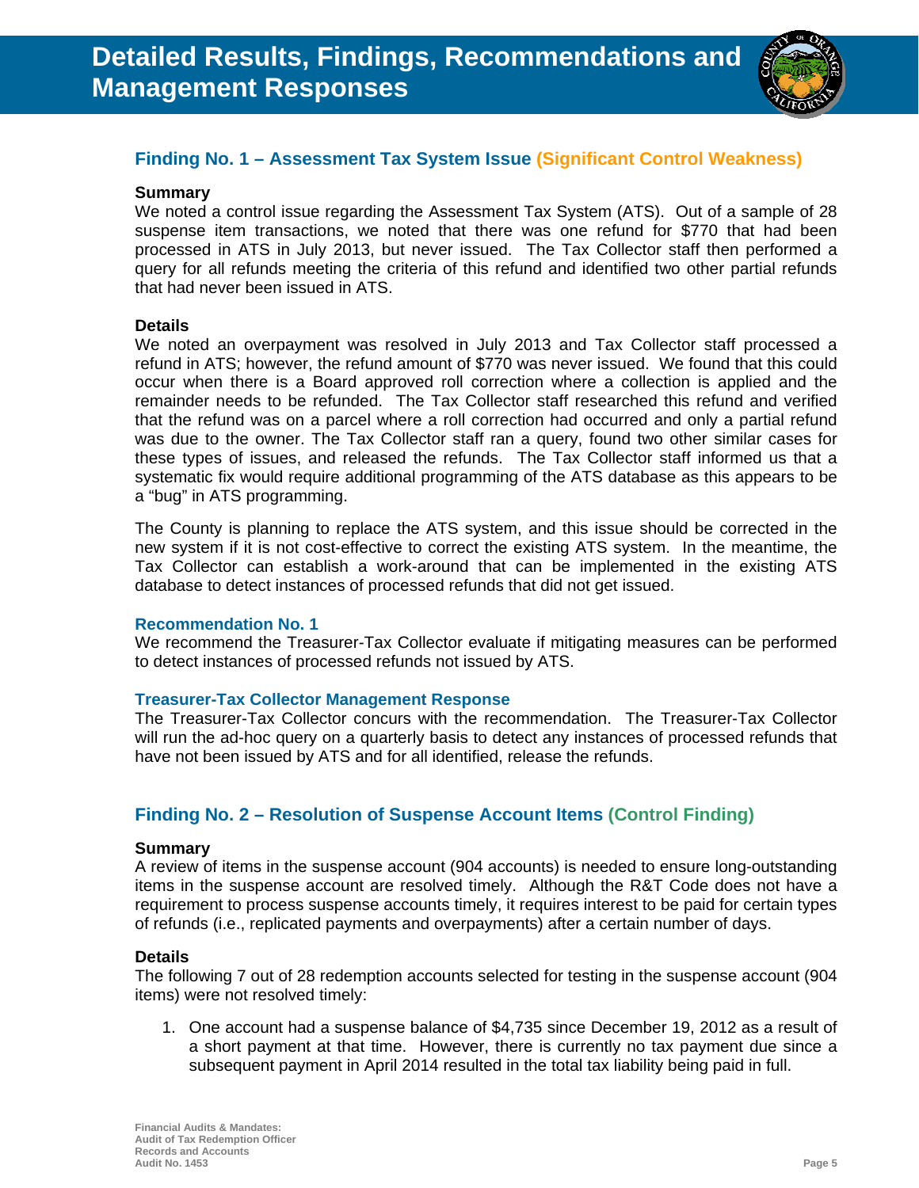# Detailed Results, Findings, Recommendations and Management Responses

## Finding No. 1 – Assessment Tax System Issue (Significant Control Weakness)

**Summary**

We noted a control issue regarding the Assessment Tax System (ATS). Out of a sample of 28 suspense item transactions, we noted that there was one refund for $770 that had been processed in ATS in July 2013, but never issued. The Tax Collector staff then performed a query for all refunds meeting the criteria of this refund and identified two other partial refunds that had never been issued in ATS.

**Details**

We noted an overpayment was resolved in July 2013 and Tax Collector staff processed a refund in ATS; however, the refund amount of $770 was never issued. We found that this could occur when there is a Board approved roll correction where a collection is applied and the remainder needs to be refunded. The Tax Collector staff researched this refund and verified that the refund was on a parcel where a roll correction had occurred and only a partial refund was due to the owner. The Tax Collector staff ran a query, found two other similar cases for these types of issues, and released the refunds. The Tax Collector staff informed us that a systematic fix would require additional programming of the ATS database as this appears to be a "bug" in ATS programming.

The County is planning to replace the ATS system, and this issue should be corrected in the new system if it is not cost-effective to correct the existing ATS system. In the meantime, the Tax Collector can establish a work-around that can be implemented in the existing ATS database to detect instances of processed refunds that did not get issued.

### Recommendation No. 1

We recommend the Treasurer-Tax Collector evaluate if mitigating measures can be performed to detect instances of processed refunds not issued by ATS.

### Treasurer-Tax Collector Management Response

The Treasurer-Tax Collector concurs with the recommendation. The Treasurer-Tax Collector will run the ad-hoc query on a quarterly basis to detect any instances of processed refunds that have not been issued by ATS and for all identified, release the refunds.

## Finding No. 2 – Resolution of Suspense Account Items (Control Finding)

**Summary**

A review of items in the suspense account (904 accounts) is needed to ensure long-outstanding items in the suspense account are resolved timely. Although the R&T Code does not have a requirement to process suspense accounts timely, it requires interest to be paid for certain types of refunds (i.e., replicated payments and overpayments) after a certain number of days.

**Details**

The following 7 out of 28 redemption accounts selected for testing in the suspense account (904 items) were not resolved timely:

1. One account had a suspense balance of $4,735 since December 19, 2012 as a result of a short payment at that time. However, there is currently no tax payment due since a subsequent payment in April 2014 resulted in the total tax liability being paid in full.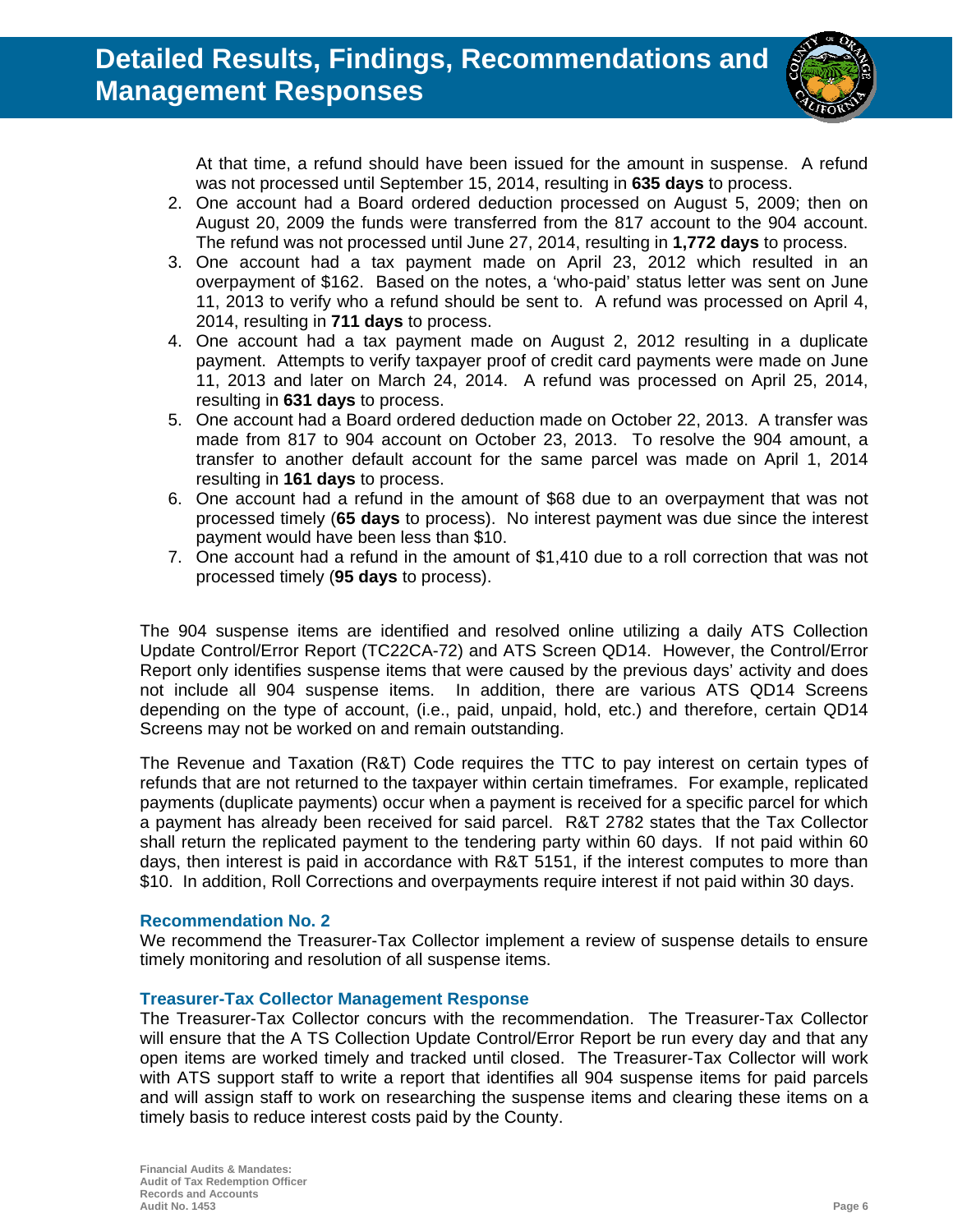At that time, a refund should have been issued for the amount in suspense. A refund was not processed until September 15, 2014, resulting in **635 days** to process.

2. One account had a Board ordered deduction processed on August 5, 2009; then on August 20, 2009 the funds were transferred from the 817 account to the 904 account. The refund was not processed until June 27, 2014, resulting in **1,772 days** to process.
3. One account had a tax payment made on April 23, 2012 which resulted in an overpayment of $162. Based on the notes, a 'who-paid' status letter was sent on June 11, 2013 to verify who a refund should be sent to. A refund was processed on April 4, 2014, resulting in **711 days** to process.
4. One account had a tax payment made on August 2, 2012 resulting in a duplicate payment. Attempts to verify taxpayer proof of credit card payments were made on June 11, 2013 and later on March 24, 2014. A refund was processed on April 25, 2014, resulting in **631 days** to process.
5. One account had a Board ordered deduction made on October 22, 2013. A transfer was made from 817 to 904 account on October 23, 2013. To resolve the 904 amount, a transfer to another default account for the same parcel was made on April 1, 2014 resulting in **161 days** to process.
6. One account had a refund in the amount of $68 due to an overpayment that was not processed timely (**65 days** to process). No interest payment was due since the interest payment would have been less than $10.
7. One account had a refund in the amount of $1,410 due to a roll correction that was not processed timely (**95 days** to process).

The 904 suspense items are identified and resolved online utilizing a daily ATS Collection Update Control/Error Report (TC22CA-72) and ATS Screen QD14. However, the Control/Error Report only identifies suspense items that were caused by the previous days' activity and does not include all 904 suspense items. In addition, there are various ATS QD14 Screens depending on the type of account, (i.e., paid, unpaid, hold, etc.) and therefore, certain QD14 Screens may not be worked on and remain outstanding.

The Revenue and Taxation (R&T) Code requires the TTC to pay interest on certain types of refunds that are not returned to the taxpayer within certain timeframes. For example, replicated payments (duplicate payments) occur when a payment is received for a specific parcel for which a payment has already been received for said parcel. R&T 2782 states that the Tax Collector shall return the replicated payment to the tendering party within 60 days. If not paid within 60 days, then interest is paid in accordance with R&T 5151, if the interest computes to more than $10. In addition, Roll Corrections and overpayments require interest if not paid within 30 days.

### Recommendation No. 2

We recommend the Treasurer-Tax Collector implement a review of suspense details to ensure timely monitoring and resolution of all suspense items.

### Treasurer-Tax Collector Management Response

The Treasurer-Tax Collector concurs with the recommendation. The Treasurer-Tax Collector will ensure that the A TS Collection Update Control/Error Report be run every day and that any open items are worked timely and tracked until closed. The Treasurer-Tax Collector will work with ATS support staff to write a report that identifies all 904 suspense items for paid parcels and will assign staff to work on researching the suspense items and clearing these items on a timely basis to reduce interest costs paid by the County.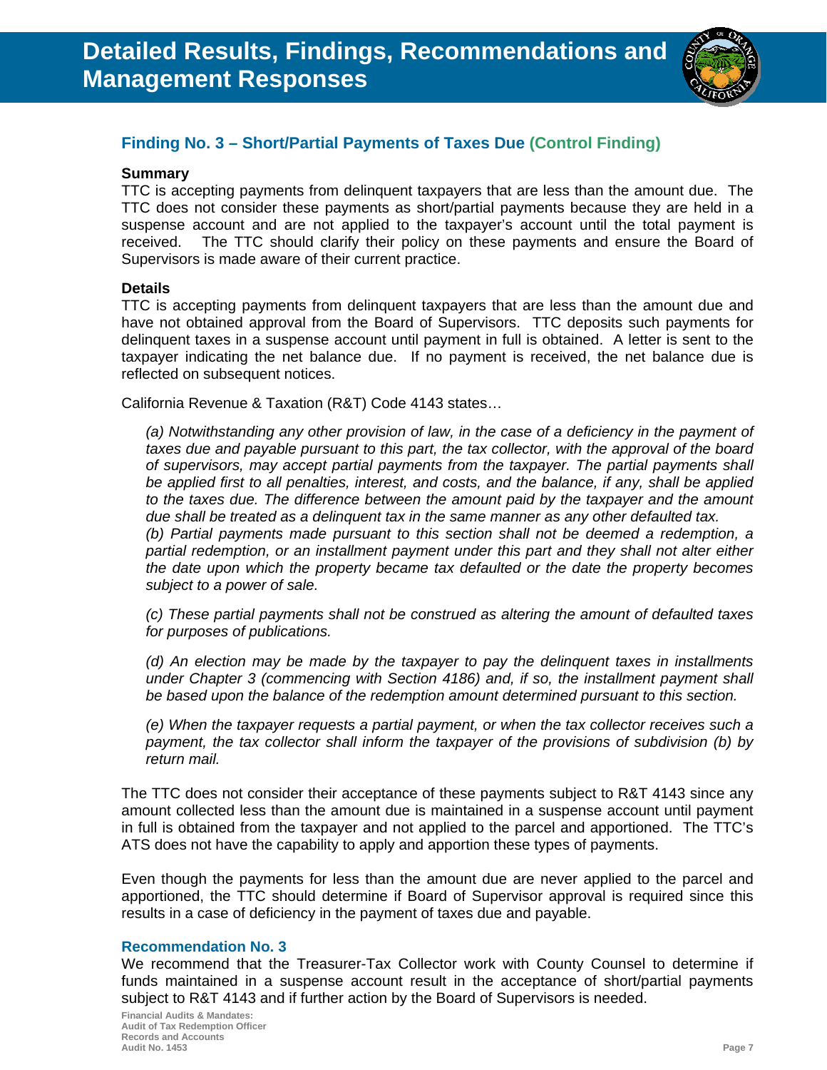# Detailed Results, Findings, Recommendations and Management Responses

## Finding No. 3 – Short/Partial Payments of Taxes Due (Control Finding)

**Summary**

TTC is accepting payments from delinquent taxpayers that are less than the amount due. The TTC does not consider these payments as short/partial payments because they are held in a suspense account and are not applied to the taxpayer's account until the total payment is received. The TTC should clarify their policy on these payments and ensure the Board of Supervisors is made aware of their current practice.

**Details**

TTC is accepting payments from delinquent taxpayers that are less than the amount due and have not obtained approval from the Board of Supervisors. TTC deposits such payments for delinquent taxes in a suspense account until payment in full is obtained. A letter is sent to the taxpayer indicating the net balance due. If no payment is received, the net balance due is reflected on subsequent notices.

California Revenue & Taxation (R&T) Code 4143 states…

> *(a) Notwithstanding any other provision of law, in the case of a deficiency in the payment of taxes due and payable pursuant to this part, the tax collector, with the approval of the board of supervisors, may accept partial payments from the taxpayer. The partial payments shall be applied first to all penalties, interest, and costs, and the balance, if any, shall be applied to the taxes due. The difference between the amount paid by the taxpayer and the amount due shall be treated as a delinquent tax in the same manner as any other defaulted tax.*
> *(b) Partial payments made pursuant to this section shall not be deemed a redemption, a partial redemption, or an installment payment under this part and they shall not alter either the date upon which the property became tax defaulted or the date the property becomes subject to a power of sale.*
>
> *(c) These partial payments shall not be construed as altering the amount of defaulted taxes for purposes of publications.*
>
> *(d) An election may be made by the taxpayer to pay the delinquent taxes in installments under Chapter 3 (commencing with Section 4186) and, if so, the installment payment shall be based upon the balance of the redemption amount determined pursuant to this section.*
>
> *(e) When the taxpayer requests a partial payment, or when the tax collector receives such a payment, the tax collector shall inform the taxpayer of the provisions of subdivision (b) by return mail.*

The TTC does not consider their acceptance of these payments subject to R&T 4143 since any amount collected less than the amount due is maintained in a suspense account until payment in full is obtained from the taxpayer and not applied to the parcel and apportioned. The TTC's ATS does not have the capability to apply and apportion these types of payments.

Even though the payments for less than the amount due are never applied to the parcel and apportioned, the TTC should determine if Board of Supervisor approval is required since this results in a case of deficiency in the payment of taxes due and payable.

### Recommendation No. 3

We recommend that the Treasurer-Tax Collector work with County Counsel to determine if funds maintained in a suspense account result in the acceptance of short/partial payments subject to R&T 4143 and if further action by the Board of Supervisors is needed.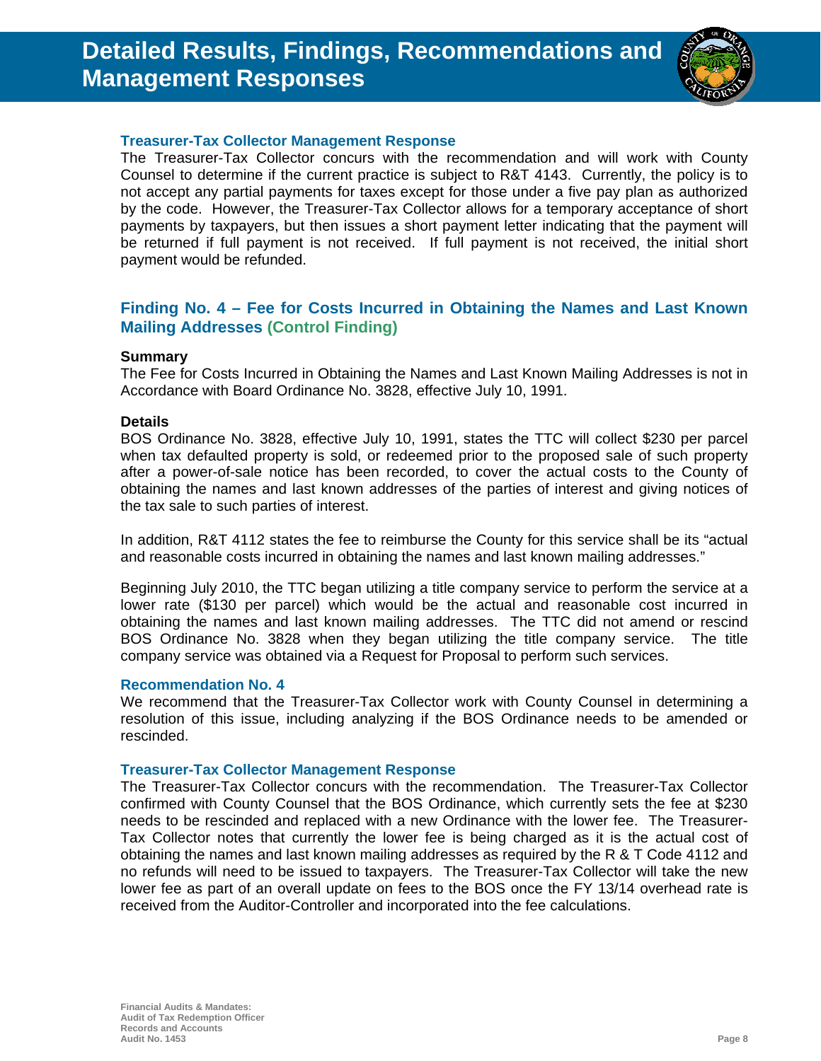### Treasurer-Tax Collector Management Response

The Treasurer-Tax Collector concurs with the recommendation and will work with County Counsel to determine if the current practice is subject to R&T 4143. Currently, the policy is to not accept any partial payments for taxes except for those under a five pay plan as authorized by the code. However, the Treasurer-Tax Collector allows for a temporary acceptance of short payments by taxpayers, but then issues a short payment letter indicating that the payment will be returned if full payment is not received. If full payment is not received, the initial short payment would be refunded.

## Finding No. 4 – Fee for Costs Incurred in Obtaining the Names and Last Known Mailing Addresses (Control Finding)

**Summary**

The Fee for Costs Incurred in Obtaining the Names and Last Known Mailing Addresses is not in Accordance with Board Ordinance No. 3828, effective July 10, 1991.

**Details**

BOS Ordinance No. 3828, effective July 10, 1991, states the TTC will collect $230 per parcel when tax defaulted property is sold, or redeemed prior to the proposed sale of such property after a power-of-sale notice has been recorded, to cover the actual costs to the County of obtaining the names and last known addresses of the parties of interest and giving notices of the tax sale to such parties of interest.

In addition, R&T 4112 states the fee to reimburse the County for this service shall be its "actual and reasonable costs incurred in obtaining the names and last known mailing addresses."

Beginning July 2010, the TTC began utilizing a title company service to perform the service at a lower rate ($130 per parcel) which would be the actual and reasonable cost incurred in obtaining the names and last known mailing addresses. The TTC did not amend or rescind BOS Ordinance No. 3828 when they began utilizing the title company service. The title company service was obtained via a Request for Proposal to perform such services.

### Recommendation No. 4

We recommend that the Treasurer-Tax Collector work with County Counsel in determining a resolution of this issue, including analyzing if the BOS Ordinance needs to be amended or rescinded.

### Treasurer-Tax Collector Management Response

The Treasurer-Tax Collector concurs with the recommendation. The Treasurer-Tax Collector confirmed with County Counsel that the BOS Ordinance, which currently sets the fee at $230 needs to be rescinded and replaced with a new Ordinance with the lower fee. The Treasurer-Tax Collector notes that currently the lower fee is being charged as it is the actual cost of obtaining the names and last known mailing addresses as required by the R & T Code 4112 and no refunds will need to be issued to taxpayers. The Treasurer-Tax Collector will take the new lower fee as part of an overall update on fees to the BOS once the FY 13/14 overhead rate is received from the Auditor-Controller and incorporated into the fee calculations.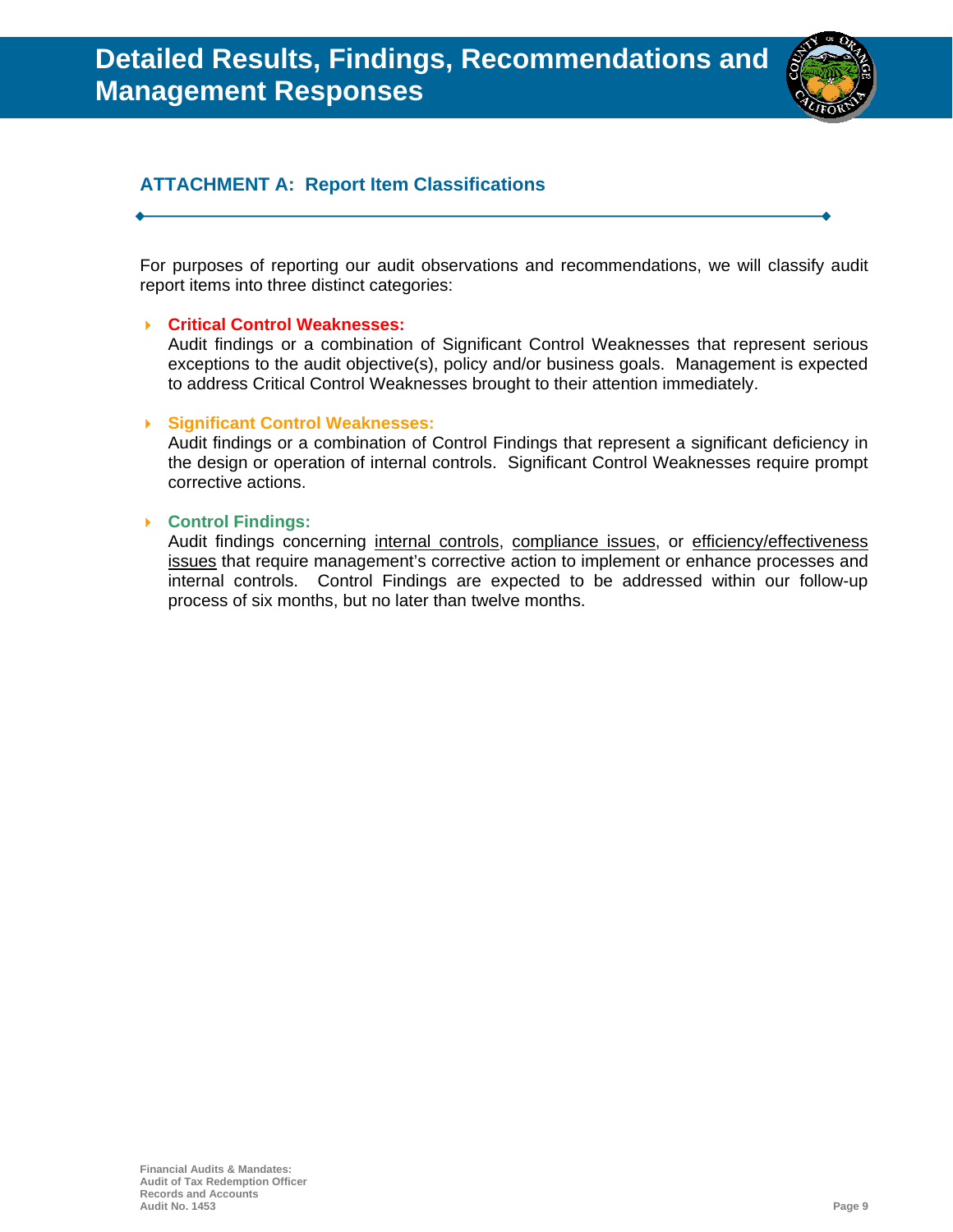# Detailed Results, Findings, Recommendations and Management Responses

## ATTACHMENT A: Report Item Classifications

For purposes of reporting our audit observations and recommendations, we will classify audit report items into three distinct categories:

- **Critical Control Weaknesses:**
  Audit findings or a combination of Significant Control Weaknesses that represent serious exceptions to the audit objective(s), policy and/or business goals. Management is expected to address Critical Control Weaknesses brought to their attention immediately.

- **Significant Control Weaknesses:**
  Audit findings or a combination of Control Findings that represent a significant deficiency in the design or operation of internal controls. Significant Control Weaknesses require prompt corrective actions.

- **Control Findings:**
  Audit findings concerning internal controls, compliance issues, or efficiency/effectiveness issues that require management's corrective action to implement or enhance processes and internal controls. Control Findings are expected to be addressed within our follow-up process of six months, but no later than twelve months.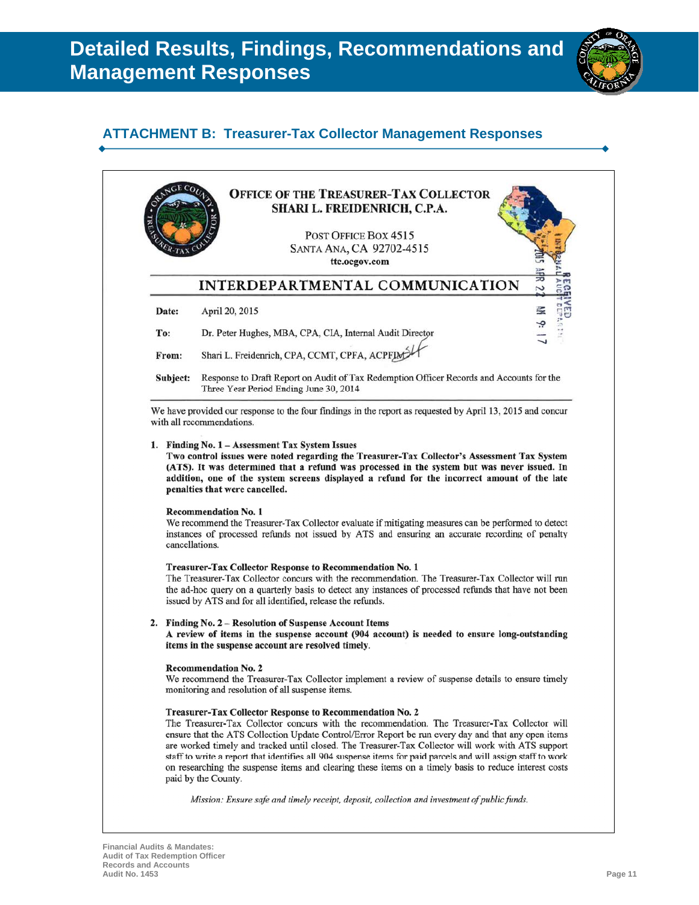# Detailed Results, Findings, Recommendations and Management Responses

## ATTACHMENT B: Treasurer-Tax Collector Management Responses

**OFFICE OF THE TREASURER-TAX COLLECTOR**
**SHARI L. FREIDENRICH, C.P.A.**

POST OFFICE BOX 4515
SANTA ANA, CA 92702-4515
ttc.ocgov.com

RECEIVED
INTERNAL AUDIT DEPARTMENT
2015 APR 22 AM 9: 17

### INTERDEPARTMENTAL COMMUNICATION

**Date:** April 20, 2015

**To:** Dr. Peter Hughes, MBA, CPA, CIA, Internal Audit Director

**From:** Shari L. Freidenrich, CPA, CCMT, CPFA, ACPFIM

**Subject:** Response to Draft Report on Audit of Tax Redemption Officer Records and Accounts for the Three Year Period Ending June 30, 2014

We have provided our response to the four findings in the report as requested by April 13, 2015 and concur with all recommendations.

1. **Finding No. 1 – Assessment Tax System Issues**
   **Two control issues were noted regarding the Treasurer-Tax Collector's Assessment Tax System (ATS). It was determined that a refund was processed in the system but was never issued. In addition, one of the system screens displayed a refund for the incorrect amount of the late penalties that were cancelled.**

   **Recommendation No. 1**
   We recommend the Treasurer-Tax Collector evaluate if mitigating measures can be performed to detect instances of processed refunds not issued by ATS and ensuring an accurate recording of penalty cancellations.

   **Treasurer-Tax Collector Response to Recommendation No. 1**
   The Treasurer-Tax Collector concurs with the recommendation. The Treasurer-Tax Collector will run the ad-hoc query on a quarterly basis to detect any instances of processed refunds that have not been issued by ATS and for all identified, release the refunds.

2. **Finding No. 2 – Resolution of Suspense Account Items**
   **A review of items in the suspense account (904 account) is needed to ensure long-outstanding items in the suspense account are resolved timely.**

   **Recommendation No. 2**
   We recommend the Treasurer-Tax Collector implement a review of suspense details to ensure timely monitoring and resolution of all suspense items.

   **Treasurer-Tax Collector Response to Recommendation No. 2**
   The Treasurer-Tax Collector concurs with the recommendation. The Treasurer-Tax Collector will ensure that the ATS Collection Update Control/Error Report be run every day and that any open items are worked timely and tracked until closed. The Treasurer-Tax Collector will work with ATS support staff to write a report that identifies all 904 suspense items for paid parcels and will assign staff to work on researching the suspense items and clearing these items on a timely basis to reduce interest costs paid by the County.

*Mission: Ensure safe and timely receipt, deposit, collection and investment of public funds.*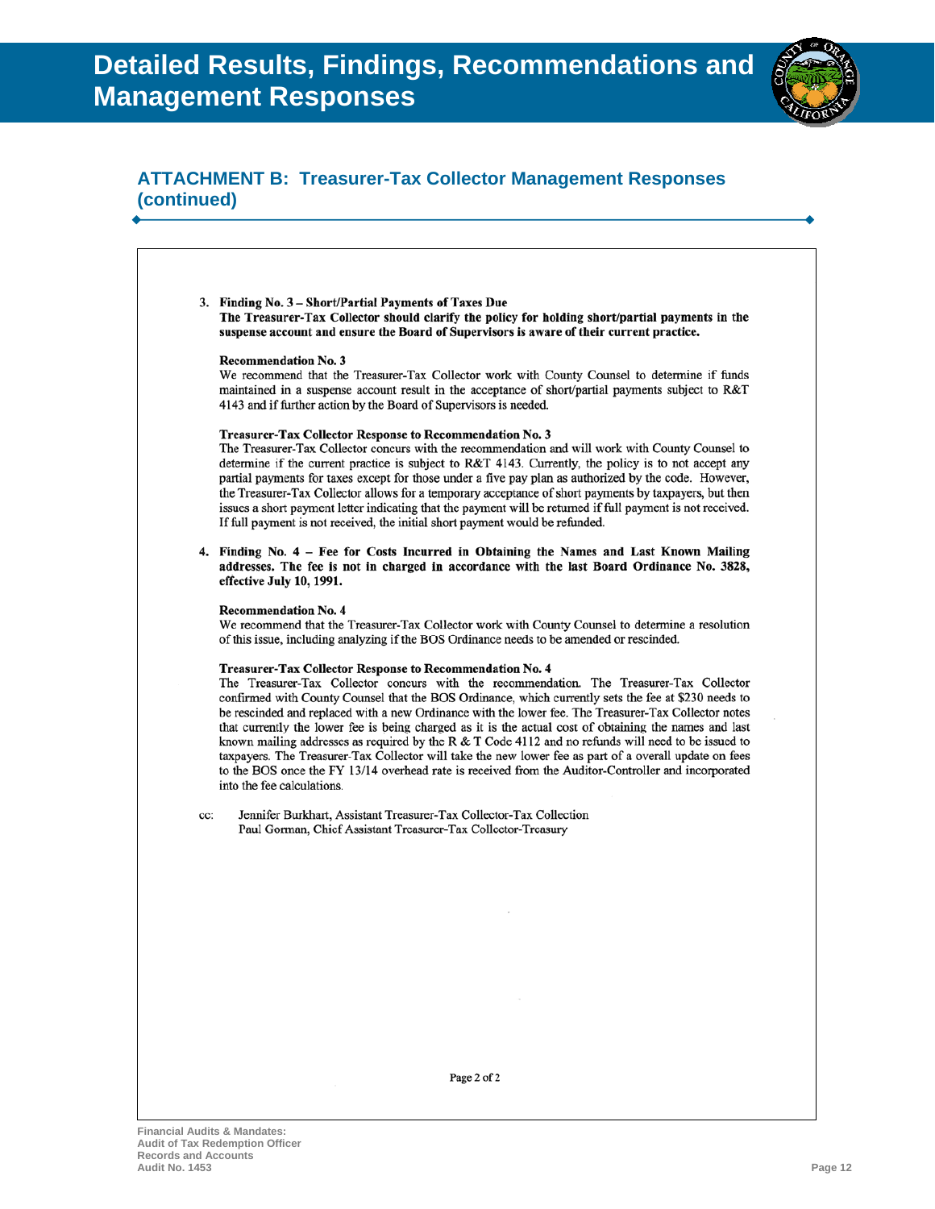# Detailed Results, Findings, Recommendations and Management Responses

## ATTACHMENT B: Treasurer-Tax Collector Management Responses (continued)

3. **Finding No. 3 – Short/Partial Payments of Taxes Due**
   **The Treasurer-Tax Collector should clarify the policy for holding short/partial payments in the suspense account and ensure the Board of Supervisors is aware of their current practice.**

   **Recommendation No. 3**
   We recommend that the Treasurer-Tax Collector work with County Counsel to determine if funds maintained in a suspense account result in the acceptance of short/partial payments subject to R&T 4143 and if further action by the Board of Supervisors is needed.

   **Treasurer-Tax Collector Response to Recommendation No. 3**
   The Treasurer-Tax Collector concurs with the recommendation and will work with County Counsel to determine if the current practice is subject to R&T 4143. Currently, the policy is to not accept any partial payments for taxes except for those under a five pay plan as authorized by the code. However, the Treasurer-Tax Collector allows for a temporary acceptance of short payments by taxpayers, but then issues a short payment letter indicating that the payment will be returned if full payment is not received. If full payment is not received, the initial short payment would be refunded.

4. **Finding No. 4 – Fee for Costs Incurred in Obtaining the Names and Last Known Mailing addresses. The fee is not in charged in accordance with the last Board Ordinance No. 3828, effective July 10, 1991.**

   **Recommendation No. 4**
   We recommend that the Treasurer-Tax Collector work with County Counsel to determine a resolution of this issue, including analyzing if the BOS Ordinance needs to be amended or rescinded.

   **Treasurer-Tax Collector Response to Recommendation No. 4**
   The Treasurer-Tax Collector concurs with the recommendation. The Treasurer-Tax Collector confirmed with County Counsel that the BOS Ordinance, which currently sets the fee at $230 needs to be rescinded and replaced with a new Ordinance with the lower fee. The Treasurer-Tax Collector notes that currently the lower fee is being charged as it is the actual cost of obtaining the names and last known mailing addresses as required by the R & T Code 4112 and no refunds will need to be issued to taxpayers. The Treasurer-Tax Collector will take the new lower fee as part of a overall update on fees to the BOS once the FY 13/14 overhead rate is received from the Auditor-Controller and incorporated into the fee calculations.

cc: Jennifer Burkhart, Assistant Treasurer-Tax Collector-Tax Collection
Paul Gorman, Chief Assistant Treasurer-Tax Collector-Treasury